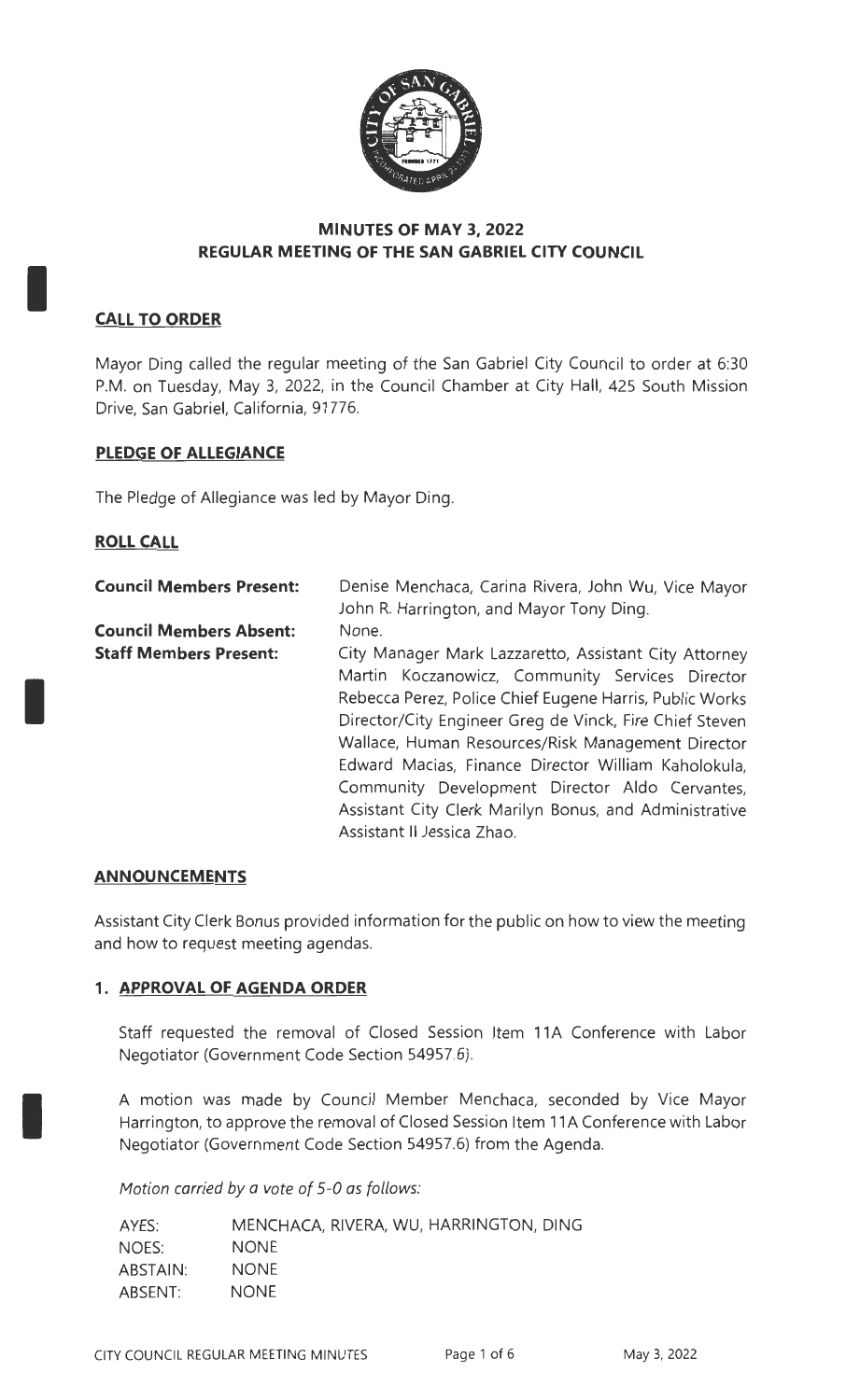# MINUTES OF MAY 3, 2022
# REGULAR MEETING OF THE SAN GABRIEL CITY COUNCIL

## CALL TO ORDER

Mayor Ding called the regular meeting of the San Gabriel City Council to order at 6:30 P.M. on Tuesday, May 3, 2022, in the Council Chamber at City Hall, 425 South Mission Drive, San Gabriel, California, 91776.

## PLEDGE OF ALLEGIANCE

The Pledge of Allegiance was led by Mayor Ding.

## ROLL CALL

**Council Members Present:** Denise Menchaca, Carina Rivera, John Wu, Vice Mayor John R. Harrington, and Mayor Tony Ding.

**Council Members Absent:** None.

**Staff Members Present:** City Manager Mark Lazzaretto, Assistant City Attorney Martin Koczanowicz, Community Services Director Rebecca Perez, Police Chief Eugene Harris, Public Works Director/City Engineer Greg de Vinck, Fire Chief Steven Wallace, Human Resources/Risk Management Director Edward Macias, Finance Director William Kaholokula, Community Development Director Aldo Cervantes, Assistant City Clerk Marilyn Bonus, and Administrative Assistant II Jessica Zhao.

## ANNOUNCEMENTS

Assistant City Clerk Bonus provided information for the public on how to view the meeting and how to request meeting agendas.

## 1. APPROVAL OF AGENDA ORDER

Staff requested the removal of Closed Session Item 11A Conference with Labor Negotiator (Government Code Section 54957.6).

A motion was made by Council Member Menchaca, seconded by Vice Mayor Harrington, to approve the removal of Closed Session Item 11A Conference with Labor Negotiator (Government Code Section 54957.6) from the Agenda.

*Motion carried by a vote of 5-0 as follows:*

| | |
|---|---|
| AYES: | MENCHACA, RIVERA, WU, HARRINGTON, DING |
| NOES: | NONE |
| ABSTAIN: | NONE |
| ABSENT: | NONE |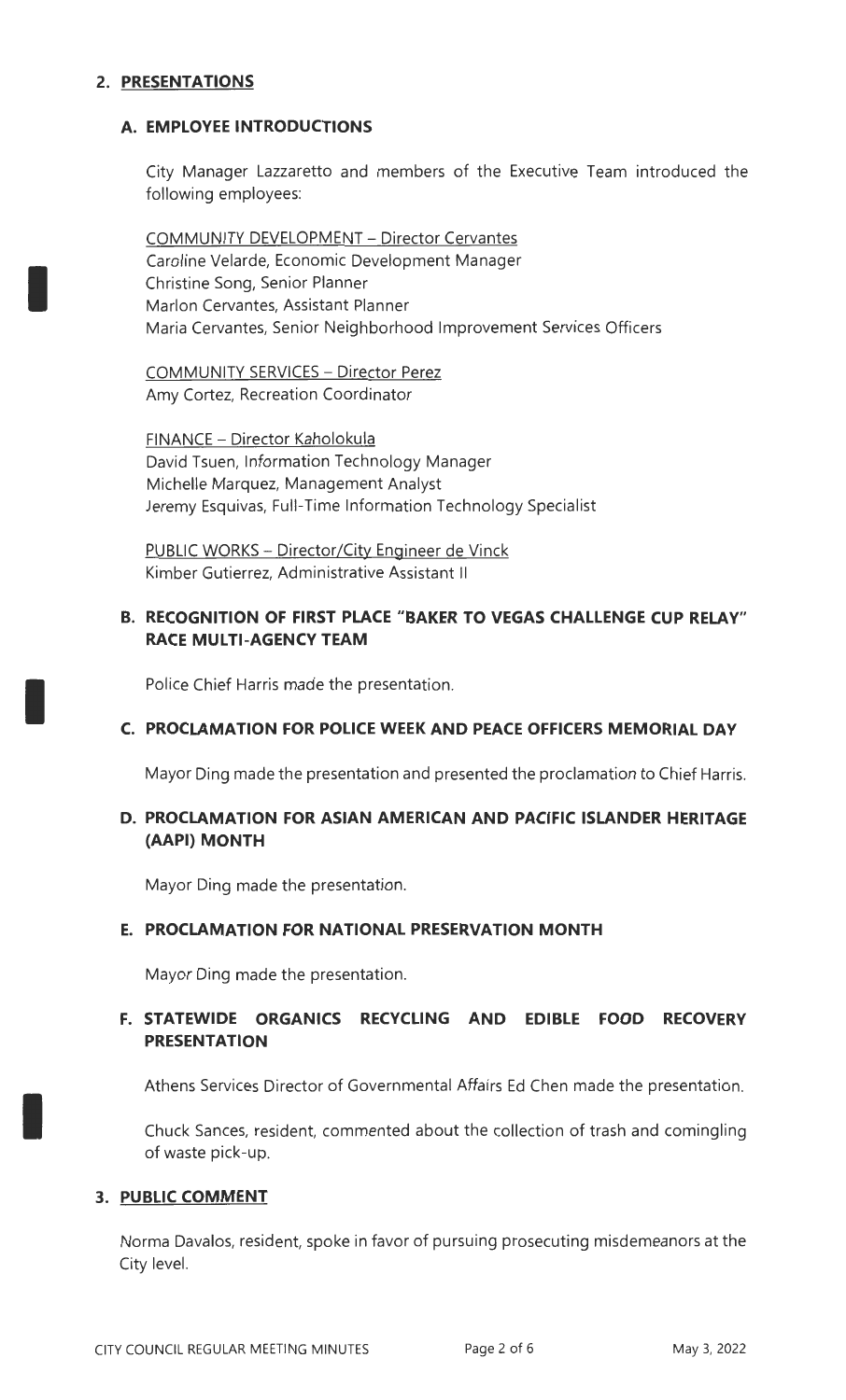## 2. PRESENTATIONS

### A. EMPLOYEE INTRODUCTIONS

City Manager Lazzaretto and members of the Executive Team introduced the following employees:

COMMUNITY DEVELOPMENT – Director Cervantes
Caroline Velarde, Economic Development Manager
Christine Song, Senior Planner
Marlon Cervantes, Assistant Planner
Maria Cervantes, Senior Neighborhood Improvement Services Officers

COMMUNITY SERVICES – Director Perez
Amy Cortez, Recreation Coordinator

FINANCE – Director Kaholokula
David Tsuen, Information Technology Manager
Michelle Marquez, Management Analyst
Jeremy Esquivas, Full-Time Information Technology Specialist

PUBLIC WORKS – Director/City Engineer de Vinck
Kimber Gutierrez, Administrative Assistant II

### B. RECOGNITION OF FIRST PLACE "BAKER TO VEGAS CHALLENGE CUP RELAY" RACE MULTI-AGENCY TEAM

Police Chief Harris made the presentation.

### C. PROCLAMATION FOR POLICE WEEK AND PEACE OFFICERS MEMORIAL DAY

Mayor Ding made the presentation and presented the proclamation to Chief Harris.

### D. PROCLAMATION FOR ASIAN AMERICAN AND PACIFIC ISLANDER HERITAGE (AAPI) MONTH

Mayor Ding made the presentation.

### E. PROCLAMATION FOR NATIONAL PRESERVATION MONTH

Mayor Ding made the presentation.

### F. STATEWIDE ORGANICS RECYCLING AND EDIBLE FOOD RECOVERY PRESENTATION

Athens Services Director of Governmental Affairs Ed Chen made the presentation.

Chuck Sances, resident, commented about the collection of trash and comingling of waste pick-up.

## 3. PUBLIC COMMENT

Norma Davalos, resident, spoke in favor of pursuing prosecuting misdemeanors at the City level.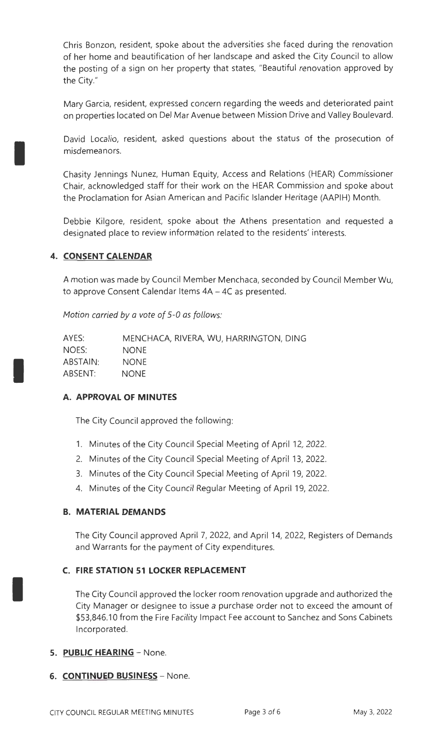Chris Bonzon, resident, spoke about the adversities she faced during the renovation of her home and beautification of her landscape and asked the City Council to allow the posting of a sign on her property that states, "Beautiful renovation approved by the City."

Mary Garcia, resident, expressed concern regarding the weeds and deteriorated paint on properties located on Del Mar Avenue between Mission Drive and Valley Boulevard.

David Localio, resident, asked questions about the status of the prosecution of misdemeanors.

Chasity Jennings Nunez, Human Equity, Access and Relations (HEAR) Commissioner Chair, acknowledged staff for their work on the HEAR Commission and spoke about the Proclamation for Asian American and Pacific Islander Heritage (AAPIH) Month.

Debbie Kilgore, resident, spoke about the Athens presentation and requested a designated place to review information related to the residents' interests.

## 4. CONSENT CALENDAR

A motion was made by Council Member Menchaca, seconded by Council Member Wu, to approve Consent Calendar Items 4A – 4C as presented.

*Motion carried by a vote of 5-0 as follows:*

| | |
|---|---|
| AYES: | MENCHACA, RIVERA, WU, HARRINGTON, DING |
| NOES: | NONE |
| ABSTAIN: | NONE |
| ABSENT: | NONE |

### A. APPROVAL OF MINUTES

The City Council approved the following:

1. Minutes of the City Council Special Meeting of April 12, 2022.
2. Minutes of the City Council Special Meeting of April 13, 2022.
3. Minutes of the City Council Special Meeting of April 19, 2022.
4. Minutes of the City Council Regular Meeting of April 19, 2022.

### B. MATERIAL DEMANDS

The City Council approved April 7, 2022, and April 14, 2022, Registers of Demands and Warrants for the payment of City expenditures.

### C. FIRE STATION 51 LOCKER REPLACEMENT

The City Council approved the locker room renovation upgrade and authorized the City Manager or designee to issue a purchase order not to exceed the amount of $53,846.10 from the Fire Facility Impact Fee account to Sanchez and Sons Cabinets Incorporated.

## 5. PUBLIC HEARING – None.

## 6. CONTINUED BUSINESS – None.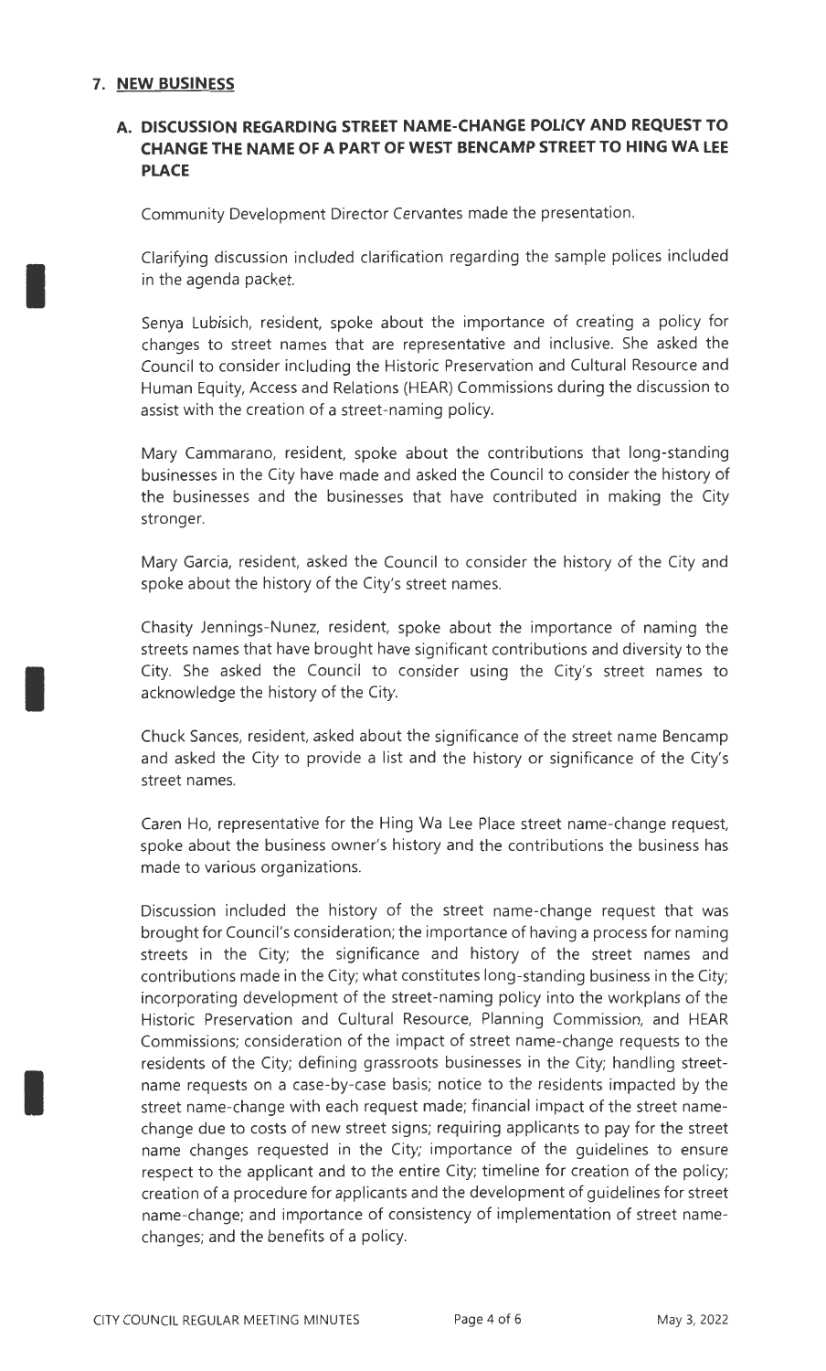## 7. NEW BUSINESS

### A. DISCUSSION REGARDING STREET NAME-CHANGE POLICY AND REQUEST TO CHANGE THE NAME OF A PART OF WEST BENCAMP STREET TO HING WA LEE PLACE

Community Development Director Cervantes made the presentation.

Clarifying discussion included clarification regarding the sample polices included in the agenda packet.

Senya Lubisich, resident, spoke about the importance of creating a policy for changes to street names that are representative and inclusive. She asked the Council to consider including the Historic Preservation and Cultural Resource and Human Equity, Access and Relations (HEAR) Commissions during the discussion to assist with the creation of a street-naming policy.

Mary Cammarano, resident, spoke about the contributions that long-standing businesses in the City have made and asked the Council to consider the history of the businesses and the businesses that have contributed in making the City stronger.

Mary Garcia, resident, asked the Council to consider the history of the City and spoke about the history of the City's street names.

Chasity Jennings-Nunez, resident, spoke about the importance of naming the streets names that have brought have significant contributions and diversity to the City. She asked the Council to consider using the City's street names to acknowledge the history of the City.

Chuck Sances, resident, asked about the significance of the street name Bencamp and asked the City to provide a list and the history or significance of the City's street names.

Caren Ho, representative for the Hing Wa Lee Place street name-change request, spoke about the business owner's history and the contributions the business has made to various organizations.

Discussion included the history of the street name-change request that was brought for Council's consideration; the importance of having a process for naming streets in the City; the significance and history of the street names and contributions made in the City; what constitutes long-standing business in the City; incorporating development of the street-naming policy into the workplans of the Historic Preservation and Cultural Resource, Planning Commission, and HEAR Commissions; consideration of the impact of street name-change requests to the residents of the City; defining grassroots businesses in the City; handling street-name requests on a case-by-case basis; notice to the residents impacted by the street name-change with each request made; financial impact of the street name-change due to costs of new street signs; requiring applicants to pay for the street name changes requested in the City; importance of the guidelines to ensure respect to the applicant and to the entire City; timeline for creation of the policy; creation of a procedure for applicants and the development of guidelines for street name-change; and importance of consistency of implementation of street name-changes; and the benefits of a policy.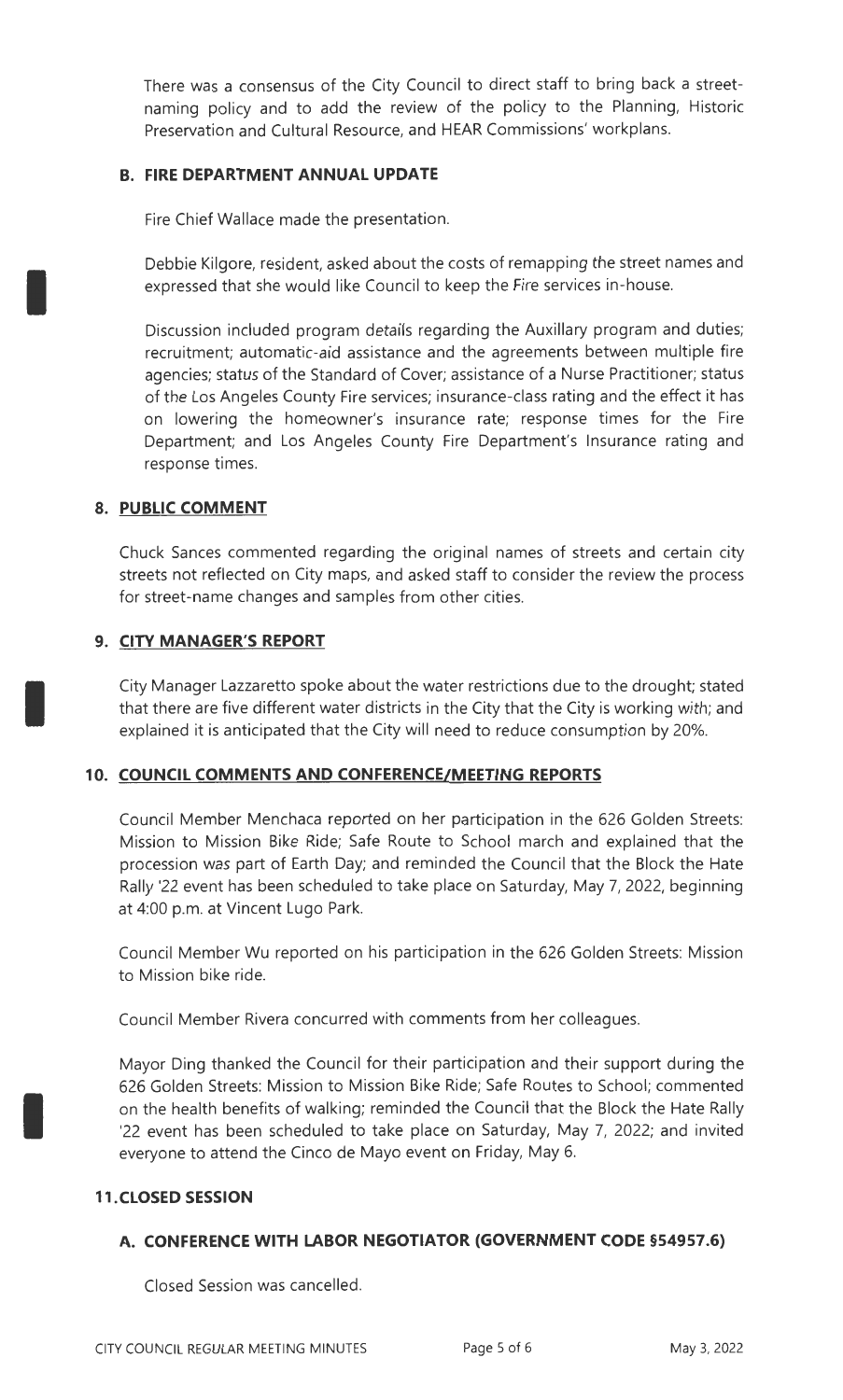There was a consensus of the City Council to direct staff to bring back a street-naming policy and to add the review of the policy to the Planning, Historic Preservation and Cultural Resource, and HEAR Commissions' workplans.

### B. FIRE DEPARTMENT ANNUAL UPDATE

Fire Chief Wallace made the presentation.

Debbie Kilgore, resident, asked about the costs of remapping the street names and expressed that she would like Council to keep the Fire services in-house.

Discussion included program details regarding the Auxillary program and duties; recruitment; automatic-aid assistance and the agreements between multiple fire agencies; status of the Standard of Cover; assistance of a Nurse Practitioner; status of the Los Angeles County Fire services; insurance-class rating and the effect it has on lowering the homeowner's insurance rate; response times for the Fire Department; and Los Angeles County Fire Department's Insurance rating and response times.

## 8. PUBLIC COMMENT

Chuck Sances commented regarding the original names of streets and certain city streets not reflected on City maps, and asked staff to consider the review the process for street-name changes and samples from other cities.

## 9. CITY MANAGER'S REPORT

City Manager Lazzaretto spoke about the water restrictions due to the drought; stated that there are five different water districts in the City that the City is working with; and explained it is anticipated that the City will need to reduce consumption by 20%.

## 10. COUNCIL COMMENTS AND CONFERENCE/MEETING REPORTS

Council Member Menchaca reported on her participation in the 626 Golden Streets: Mission to Mission Bike Ride; Safe Route to School march and explained that the procession was part of Earth Day; and reminded the Council that the Block the Hate Rally '22 event has been scheduled to take place on Saturday, May 7, 2022, beginning at 4:00 p.m. at Vincent Lugo Park.

Council Member Wu reported on his participation in the 626 Golden Streets: Mission to Mission bike ride.

Council Member Rivera concurred with comments from her colleagues.

Mayor Ding thanked the Council for their participation and their support during the 626 Golden Streets: Mission to Mission Bike Ride; Safe Routes to School; commented on the health benefits of walking; reminded the Council that the Block the Hate Rally '22 event has been scheduled to take place on Saturday, May 7, 2022; and invited everyone to attend the Cinco de Mayo event on Friday, May 6.

## 11. CLOSED SESSION

### A. CONFERENCE WITH LABOR NEGOTIATOR (GOVERNMENT CODE §54957.6)

Closed Session was cancelled.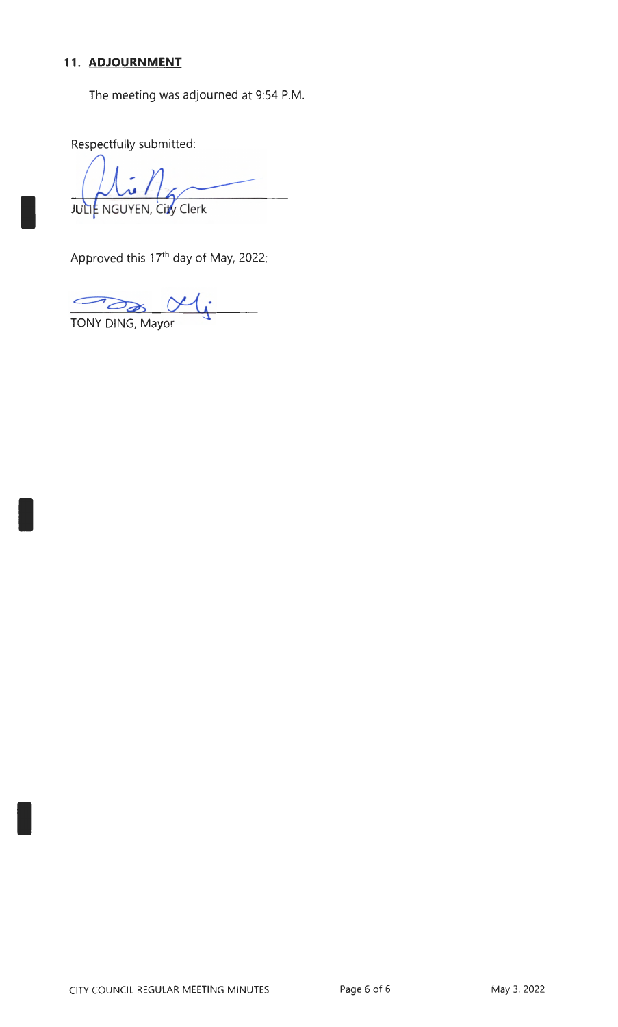## 11. ADJOURNMENT

The meeting was adjourned at 9:54 P.M.

Respectfully submitted:

JULIE NGUYEN, City Clerk

Approved this 17th day of May, 2022:

TONY DING, Mayor